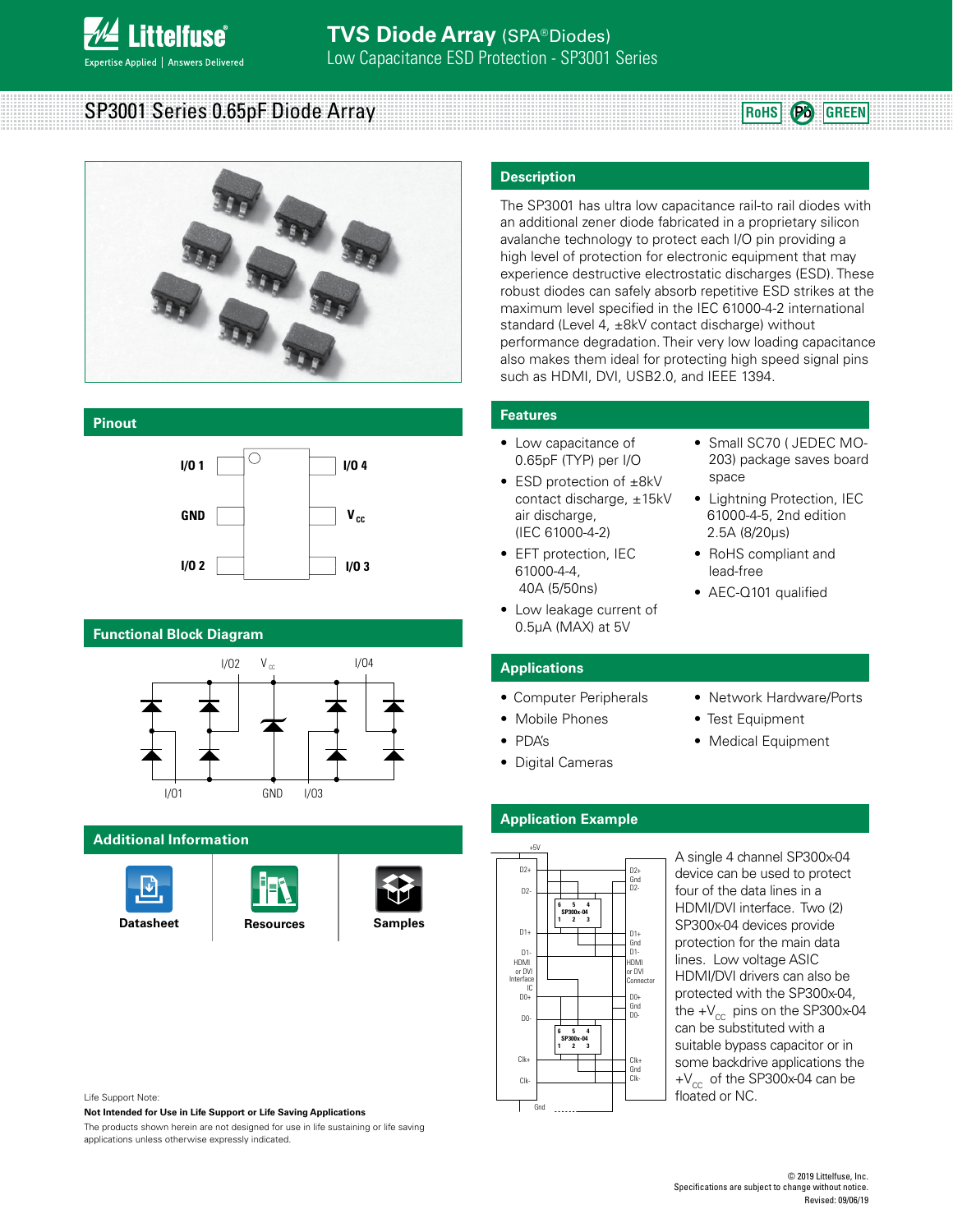# TVS Diode Array (SPA® Diodes)

Low Capacitance ESD Protection - SP3001 Series

## SP3001 Series 0.65pF Diode Array

RoHS | Pb | GREEN

## Description

The SP3001 has ultra low capacitance rail-to rail diodes with an additional zener diode fabricated in a proprietary silicon avalanche technology to protect each I/O pin providing a high level of protection for electronic equipment that may experience destructive electrostatic discharges (ESD). These robust diodes can safely absorb repetitive ESD strikes at the maximum level specified in the IEC 61000-4-2 international standard (Level 4, ±8kV contact discharge) without performance degradation. Their very low loading capacitance also makes them ideal for protecting high speed signal pins such as HDMI, DVI, USB2.0, and IEEE 1394.

## Pinout

| Left | | Right |
|---|---|---|
| I/O 1 | | I/O 4 |
| GND | | $V_{cc}$ |
| I/O 2 | | I/O 3 |

## Functional Block Diagram

I/O2, $V_{cc}$, I/O4, I/O1, GND, I/O3

## Features

- Low capacitance of 0.65pF (TYP) per I/O
- ESD protection of ±8kV contact discharge, ±15kV air discharge, (IEC 61000-4-2)
- EFT protection, IEC 61000-4-4, 40A (5/50ns)
- Low leakage current of 0.5μA (MAX) at 5V
- Small SC70 ( JEDEC MO-203) package saves board space
- Lightning Protection, IEC 61000-4-5, 2nd edition 2.5A (8/20μs)
- RoHS compliant and lead-free
- AEC-Q101 qualified

## Applications

- Computer Peripherals
- Mobile Phones
- PDA's
- Digital Cameras
- Network Hardware/Ports
- Test Equipment
- Medical Equipment

## Additional Information

- Datasheet
- Resources
- Samples

## Application Example

A single 4 channel SP300x-04 device can be used to protect four of the data lines in a HDMI/DVI interface. Two (2) SP300x-04 devices provide protection for the main data lines. Low voltage ASIC HDMI/DVI drivers can also be protected with the SP300x-04, the $+V_{CC}$ pins on the SP300x-04 can be substituted with a suitable bypass capacitor or in some backdrive applications the $+V_{CC}$ of the SP300x-04 can be floated or NC.

Life Support Note:

**Not Intended for Use in Life Support or Life Saving Applications**

The products shown herein are not designed for use in life sustaining or life saving applications unless otherwise expressly indicated.

© 2019 Littelfuse, Inc.
Specifications are subject to change without notice.
Revised: 09/06/19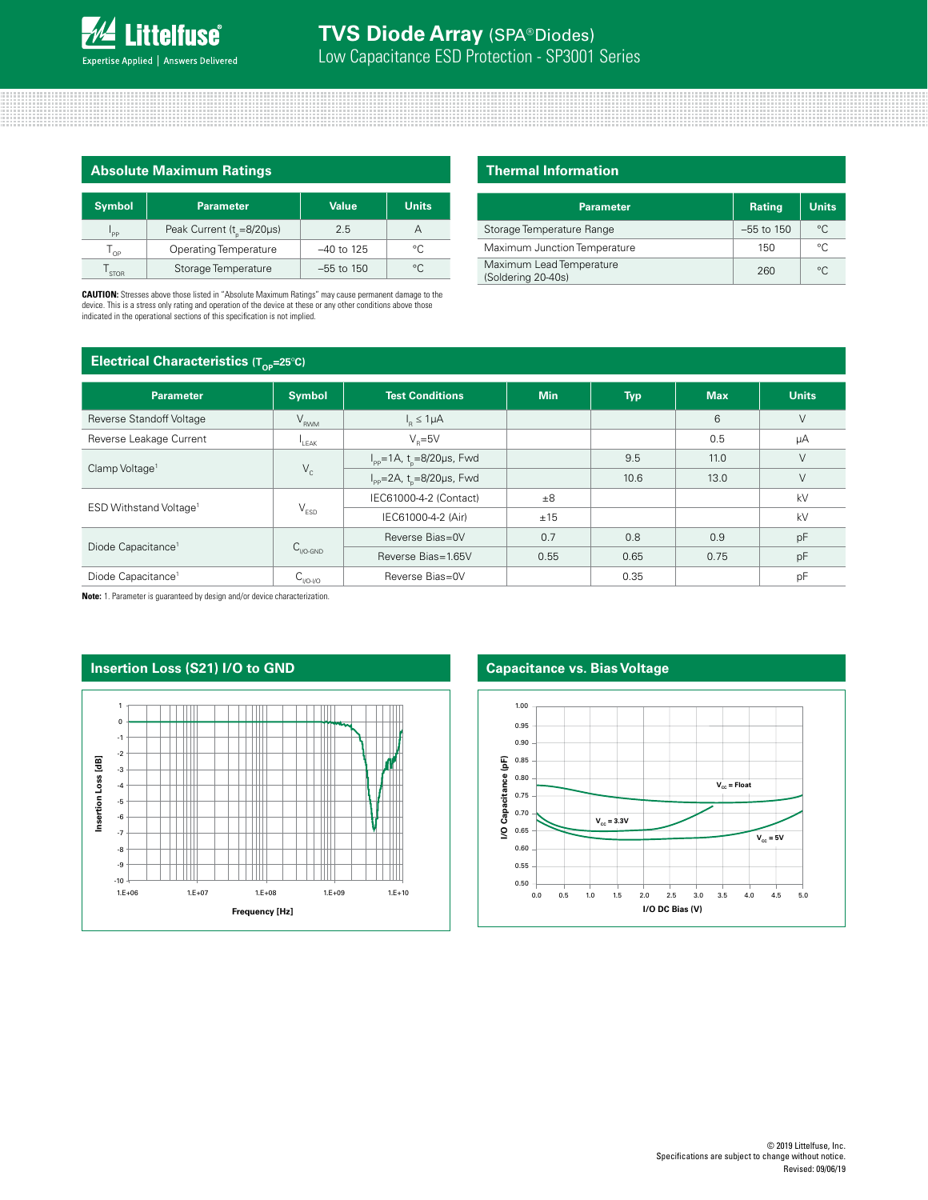# TVS Diode Array (SPA® Diodes)

Low Capacitance ESD Protection - SP3001 Series

## Absolute Maximum Ratings

| Symbol | Parameter | Value | Units |
|---|---|---|---|
| $I_{PP}$ | Peak Current ($t_p$=8/20μs) | 2.5 | A |
| $T_{OP}$ | Operating Temperature | –40 to 125 | °C |
| $T_{STOR}$ | Storage Temperature | –55 to 150 | °C |

**CAUTION:** Stresses above those listed in "Absolute Maximum Ratings" may cause permanent damage to the device. This is a stress only rating and operation of the device at these or any other conditions above those indicated in the operational sections of this specification is not implied.

## Thermal Information

| Parameter | Rating | Units |
|---|---|---|
| Storage Temperature Range | –55 to 150 | °C |
| Maximum Junction Temperature | 150 | °C |
| Maximum Lead Temperature (Soldering 20-40s) | 260 | °C |

## Electrical Characteristics ($T_{OP}$=25°C)

| Parameter | Symbol | Test Conditions | Min | Typ | Max | Units |
|---|---|---|---|---|---|---|
| Reverse Standoff Voltage | $V_{RWM}$ | $I_R$ ≤ 1μA | | | 6 | V |
| Reverse Leakage Current | $I_{LEAK}$ | $V_R$=5V | | | 0.5 | μA |
| Clamp Voltage[1] | $V_C$ | $I_{PP}$=1A, $t_p$=8/20μs, Fwd | | 9.5 | 11.0 | V |
| | | $I_{PP}$=2A, $t_p$=8/20μs, Fwd | | 10.6 | 13.0 | V |
| ESD Withstand Voltage[1] | $V_{ESD}$ | IEC61000-4-2 (Contact) | ±8 | | | kV |
| | | IEC61000-4-2 (Air) | ±15 | | | kV |
| Diode Capacitance[1] | $C_{I/O-GND}$ | Reverse Bias=0V | 0.7 | 0.8 | 0.9 | pF |
| | | Reverse Bias=1.65V | 0.55 | 0.65 | 0.75 | pF |
| Diode Capacitance[1] | $C_{I/O-I/O}$ | Reverse Bias=0V | | 0.35 | | pF |

**Note:** 1. Parameter is guaranteed by design and/or device characterization.

## Insertion Loss (S21) I/O to GND

## Capacitance vs. Bias Voltage

© 2019 Littelfuse, Inc.
Specifications are subject to change without notice.
Revised: 09/06/19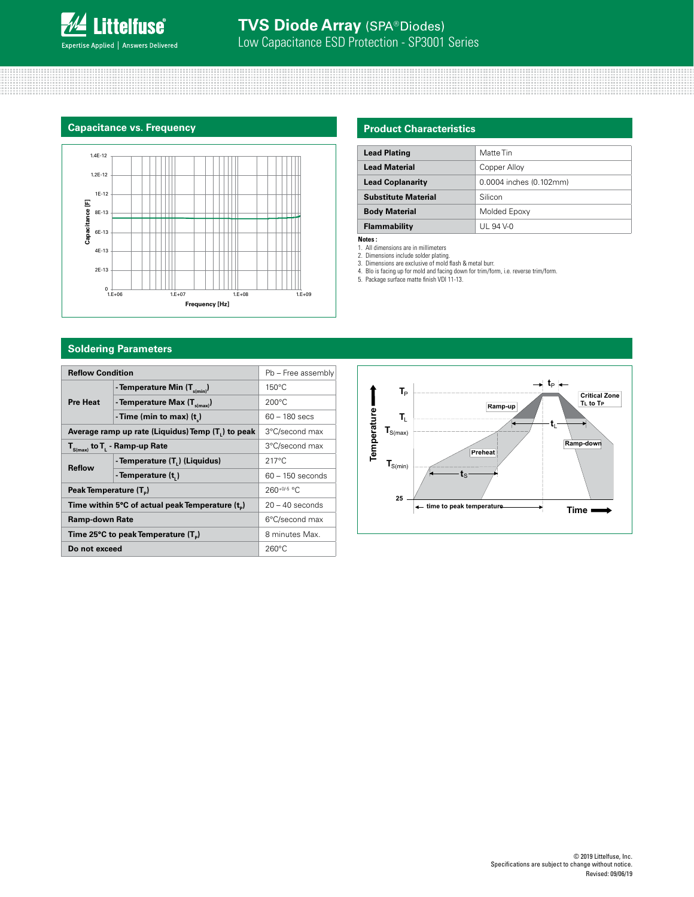## Capacitance vs. Frequency

## Product Characteristics

| Lead Plating | Matte Tin |
|---|---|
| Lead Material | Copper Alloy |
| Lead Coplanarity | 0.0004 inches (0.102mm) |
| Substitute Material | Silicon |
| Body Material | Molded Epoxy |
| Flammability | UL 94 V-0 |

**Notes :**

1. All dimensions are in millimeters
2. Dimensions include solder plating.
3. Dimensions are exclusive of mold flash & metal burr.
4. Blo is facing up for mold and facing down for trim/form, i.e. reverse trim/form.
5. Package surface matte finish VDI 11-13.

## Soldering Parameters

| Reflow Condition | | Pb – Free assembly |
|---|---|---|
| Pre Heat | - Temperature Min ($T_{s(min)}$) | 150°C |
| | - Temperature Max ($T_{s(max)}$) | 200°C |
| | - Time (min to max) ($t_s$) | 60 – 180 secs |
| Average ramp up rate (Liquidus) Temp ($T_L$) to peak | | 3°C/second max |
| $T_{S(max)}$ to $T_L$ - Ramp-up Rate | | 3°C/second max |
| Reflow | - Temperature ($T_L$) (Liquidus) | 217°C |
| | - Temperature ($t_L$) | 60 – 150 seconds |
| Peak Temperature ($T_P$) | | $260^{+0/-5}$ °C |
| Time within 5°C of actual peak Temperature ($t_p$) | | 20 – 40 seconds |
| Ramp-down Rate | | 6°C/second max |
| Time 25°C to peak Temperature ($T_P$) | | 8 minutes Max. |
| Do not exceed | | 260°C |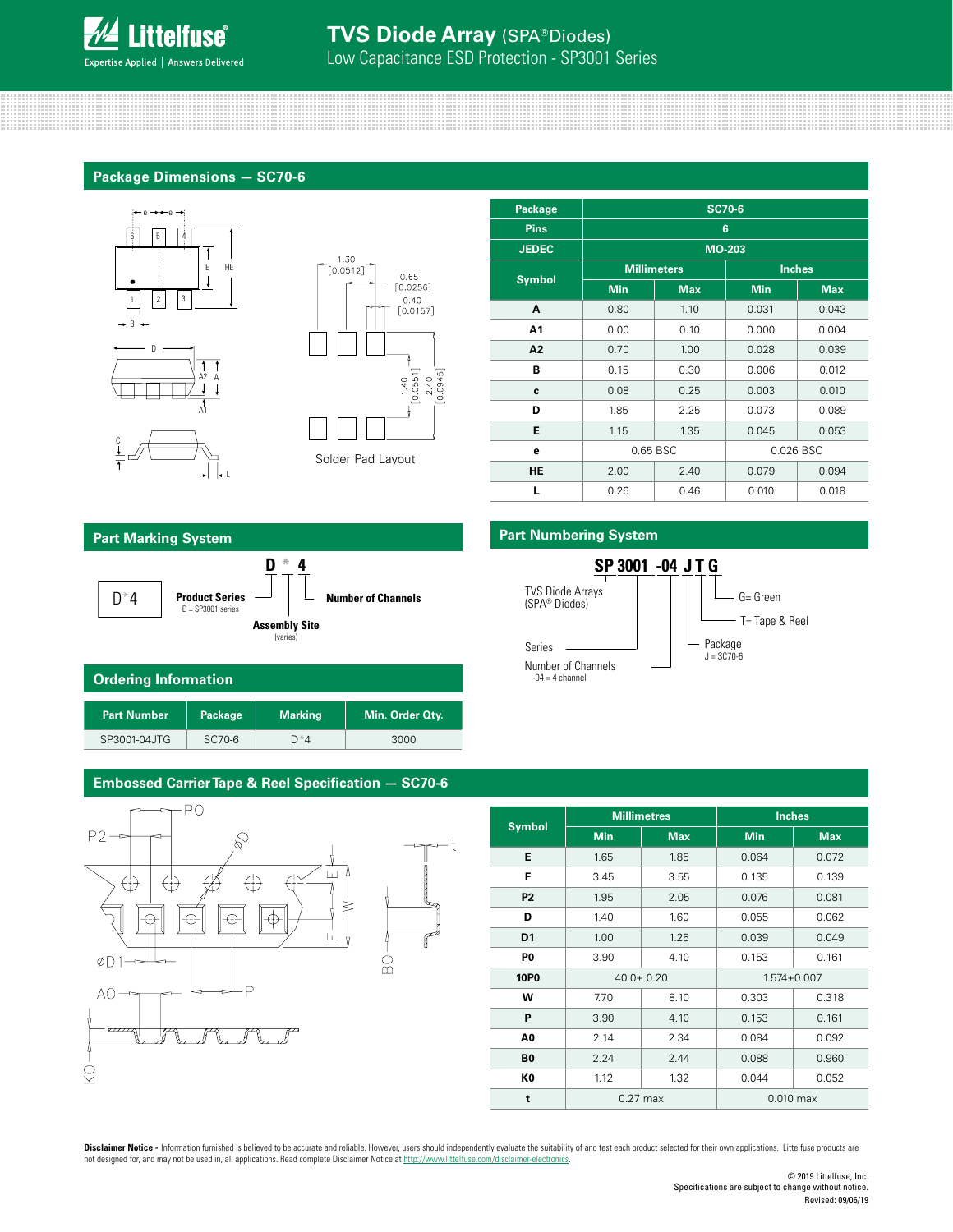## Package Dimensions — SC70-6

e e

6 5 4

E HE

1 2 3

B

D

A2 A

A1

C

L

1.30 [0.0512]

0.65 [0.0256]

0.40 [0.0157]

1.40 [0.0551]

2.40 [0.0945]

Solder Pad Layout

| Package | SC70-6 | | | |
|---|---|---|---|---|
| Pins | 6 | | | |
| JEDEC | MO-203 | | | |
| Symbol | Millimeters | | Inches | |
| | Min | Max | Min | Max |
| A | 0.80 | 1.10 | 0.031 | 0.043 |
| A1 | 0.00 | 0.10 | 0.000 | 0.004 |
| A2 | 0.70 | 1.00 | 0.028 | 0.039 |
| B | 0.15 | 0.30 | 0.006 | 0.012 |
| c | 0.08 | 0.25 | 0.003 | 0.010 |
| D | 1.85 | 2.25 | 0.073 | 0.089 |
| E | 1.15 | 1.35 | 0.045 | 0.053 |
| e | 0.65 BSC | | 0.026 BSC | |
| HE | 2.00 | 2.40 | 0.079 | 0.094 |
| L | 0.26 | 0.46 | 0.010 | 0.018 |

## Part Marking System

D*4

D * 4

**Product Series**
D = SP3001 series

**Number of Channels**

**Assembly Site**
(varies)

## Part Numbering System

SP 3001 -04 J T G

TVS Diode Arrays (SPA® Diodes)

Series

Number of Channels
-04 = 4 channel

G= Green

T= Tape & Reel

Package
J = SC70-6

## Ordering Information

| Part Number | Package | Marking | Min. Order Qty. |
|---|---|---|---|
| SP3001-04JTG | SC70-6 | D*4 | 3000 |

## Embossed Carrier Tape & Reel Specification — SC70-6

PO P2 ØD E W F ØD1 P AO BO KO t

| Symbol | Millimetres | | Inches | |
|---|---|---|---|---|
| | Min | Max | Min | Max |
| E | 1.65 | 1.85 | 0.064 | 0.072 |
| F | 3.45 | 3.55 | 0.135 | 0.139 |
| P2 | 1.95 | 2.05 | 0.076 | 0.081 |
| D | 1.40 | 1.60 | 0.055 | 0.062 |
| D1 | 1.00 | 1.25 | 0.039 | 0.049 |
| P0 | 3.90 | 4.10 | 0.153 | 0.161 |
| 10P0 | 40.0± 0.20 | | 1.574±0.007 | |
| W | 7.70 | 8.10 | 0.303 | 0.318 |
| P | 3.90 | 4.10 | 0.153 | 0.161 |
| A0 | 2.14 | 2.34 | 0.084 | 0.092 |
| B0 | 2.24 | 2.44 | 0.088 | 0.960 |
| K0 | 1.12 | 1.32 | 0.044 | 0.052 |
| t | 0.27 max | | 0.010 max | |

**Disclaimer Notice -** Information furnished is believed to be accurate and reliable. However, users should independently evaluate the suitability of and test each product selected for their own applications. Littelfuse products are not designed for, and may not be used in, all applications. Read complete Disclaimer Notice at http://www.littelfuse.com/disclaimer-electronics.

© 2019 Littelfuse, Inc.
Specifications are subject to change without notice.
Revised: 09/06/19